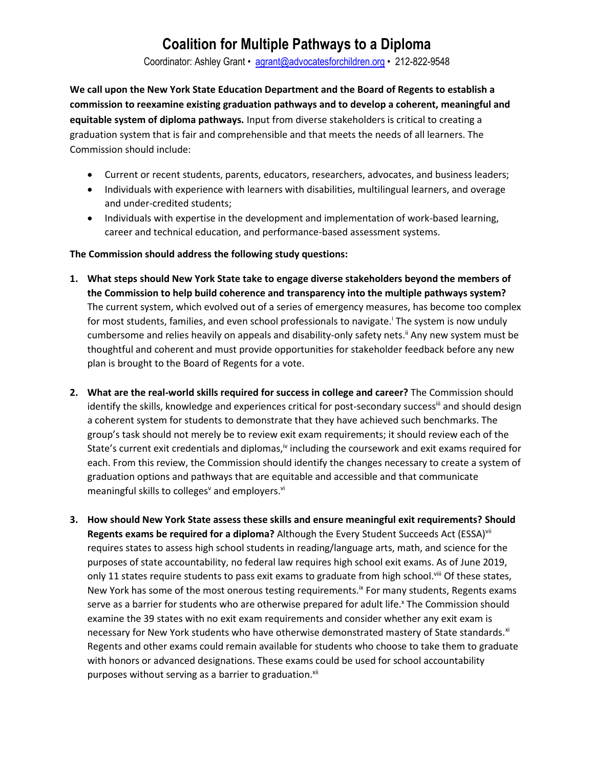# Coalition for Multiple Pathways to a Diploma

Coordinator: Ashley Grant • agrant@advocatesforchildren.org • 212-822-9548

**We call upon the New York State Education Department and the Board of Regents to establish a commission to reexamine existing graduation pathways and to develop a coherent, meaningful and equitable system of diploma pathways.** Input from diverse stakeholders is critical to creating a graduation system that is fair and comprehensible and that meets the needs of all learners. The Commission should include:

- Current or recent students, parents, educators, researchers, advocates, and business leaders;
- Individuals with experience with learners with disabilities, multilingual learners, and overage and under-credited students;
- Individuals with expertise in the development and implementation of work-based learning, career and technical education, and performance-based assessment systems.

**The Commission should address the following study questions:**

1. **What steps should New York State take to engage diverse stakeholders beyond the members of the Commission to help build coherence and transparency into the multiple pathways system?** The current system, which evolved out of a series of emergency measures, has become too complex for most students, families, and even school professionals to navigate.[i] The system is now unduly cumbersome and relies heavily on appeals and disability-only safety nets.[ii] Any new system must be thoughtful and coherent and must provide opportunities for stakeholder feedback before any new plan is brought to the Board of Regents for a vote.

2. **What are the real-world skills required for success in college and career?** The Commission should identify the skills, knowledge and experiences critical for post-secondary success[iii] and should design a coherent system for students to demonstrate that they have achieved such benchmarks. The group's task should not merely be to review exit exam requirements; it should review each of the State's current exit credentials and diplomas,[iv] including the coursework and exit exams required for each. From this review, the Commission should identify the changes necessary to create a system of graduation options and pathways that are equitable and accessible and that communicate meaningful skills to colleges[v] and employers.[vi]

3. **How should New York State assess these skills and ensure meaningful exit requirements? Should Regents exams be required for a diploma?** Although the Every Student Succeeds Act (ESSA)[vii] requires states to assess high school students in reading/language arts, math, and science for the purposes of state accountability, no federal law requires high school exit exams. As of June 2019, only 11 states require students to pass exit exams to graduate from high school.[viii] Of these states, New York has some of the most onerous testing requirements.[ix] For many students, Regents exams serve as a barrier for students who are otherwise prepared for adult life.[x] The Commission should examine the 39 states with no exit exam requirements and consider whether any exit exam is necessary for New York students who have otherwise demonstrated mastery of State standards.[xi] Regents and other exams could remain available for students who choose to take them to graduate with honors or advanced designations. These exams could be used for school accountability purposes without serving as a barrier to graduation.[xii]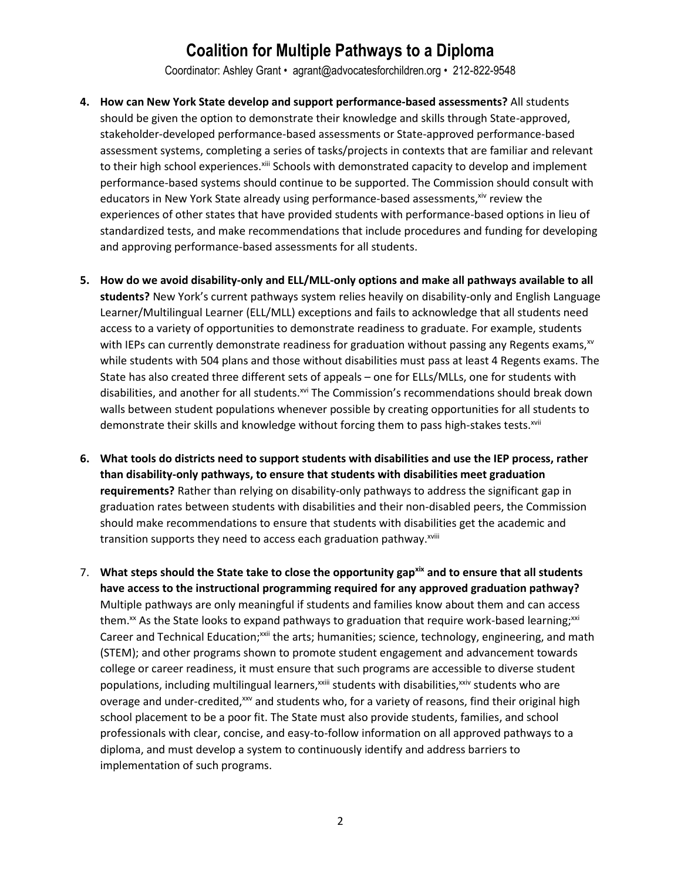# Coalition for Multiple Pathways to a Diploma

Coordinator: Ashley Grant • agrant@advocatesforchildren.org • 212-822-9548

4. **How can New York State develop and support performance-based assessments?** All students should be given the option to demonstrate their knowledge and skills through State-approved, stakeholder-developed performance-based assessments or State-approved performance-based assessment systems, completing a series of tasks/projects in contexts that are familiar and relevant to their high school experiences.[xiii] Schools with demonstrated capacity to develop and implement performance-based systems should continue to be supported. The Commission should consult with educators in New York State already using performance-based assessments,[xiv] review the experiences of other states that have provided students with performance-based options in lieu of standardized tests, and make recommendations that include procedures and funding for developing and approving performance-based assessments for all students.

5. **How do we avoid disability-only and ELL/MLL-only options and make all pathways available to all students?** New York's current pathways system relies heavily on disability-only and English Language Learner/Multilingual Learner (ELL/MLL) exceptions and fails to acknowledge that all students need access to a variety of opportunities to demonstrate readiness to graduate. For example, students with IEPs can currently demonstrate readiness for graduation without passing any Regents exams,[xv] while students with 504 plans and those without disabilities must pass at least 4 Regents exams. The State has also created three different sets of appeals – one for ELLs/MLLs, one for students with disabilities, and another for all students.[xvi] The Commission's recommendations should break down walls between student populations whenever possible by creating opportunities for all students to demonstrate their skills and knowledge without forcing them to pass high-stakes tests.[xvii]

6. **What tools do districts need to support students with disabilities and use the IEP process, rather than disability-only pathways, to ensure that students with disabilities meet graduation requirements?** Rather than relying on disability-only pathways to address the significant gap in graduation rates between students with disabilities and their non-disabled peers, the Commission should make recommendations to ensure that students with disabilities get the academic and transition supports they need to access each graduation pathway.[xviii]

7. **What steps should the State take to close the opportunity gap[xix] and to ensure that all students have access to the instructional programming required for any approved graduation pathway?** Multiple pathways are only meaningful if students and families know about them and can access them.[xx] As the State looks to expand pathways to graduation that require work-based learning;[xxi] Career and Technical Education;[xxii] the arts; humanities; science, technology, engineering, and math (STEM); and other programs shown to promote student engagement and advancement towards college or career readiness, it must ensure that such programs are accessible to diverse student populations, including multilingual learners,[xxiii] students with disabilities,[xxiv] students who are overage and under-credited,[xxv] and students who, for a variety of reasons, find their original high school placement to be a poor fit. The State must also provide students, families, and school professionals with clear, concise, and easy-to-follow information on all approved pathways to a diploma, and must develop a system to continuously identify and address barriers to implementation of such programs.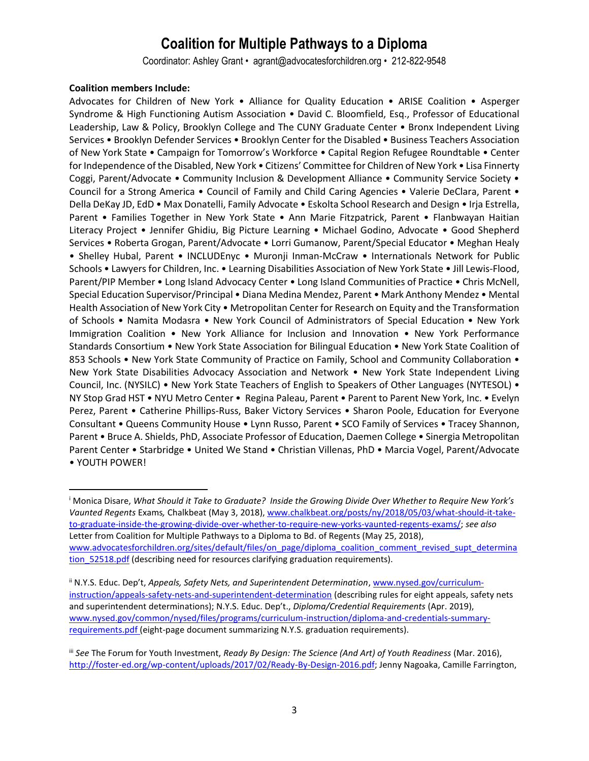# Coalition for Multiple Pathways to a Diploma

Coordinator: Ashley Grant • agrant@advocatesforchildren.org • 212-822-9548

**Coalition members Include:**

Advocates for Children of New York • Alliance for Quality Education • ARISE Coalition • Asperger Syndrome & High Functioning Autism Association • David C. Bloomfield, Esq., Professor of Educational Leadership, Law & Policy, Brooklyn College and The CUNY Graduate Center • Bronx Independent Living Services • Brooklyn Defender Services • Brooklyn Center for the Disabled • Business Teachers Association of New York State • Campaign for Tomorrow's Workforce • Capital Region Refugee Roundtable • Center for Independence of the Disabled, New York • Citizens' Committee for Children of New York • Lisa Finnerty Coggi, Parent/Advocate • Community Inclusion & Development Alliance • Community Service Society • Council for a Strong America • Council of Family and Child Caring Agencies • Valerie DeClara, Parent • Della DeKay JD, EdD • Max Donatelli, Family Advocate • Eskolta School Research and Design • Irja Estrella, Parent • Families Together in New York State • Ann Marie Fitzpatrick, Parent • Flanbwayan Haitian Literacy Project • Jennifer Ghidiu, Big Picture Learning • Michael Godino, Advocate • Good Shepherd Services • Roberta Grogan, Parent/Advocate • Lorri Gumanow, Parent/Special Educator • Meghan Healy • Shelley Hubal, Parent • INCLUDEnyc • Muronji Inman-McCraw • Internationals Network for Public Schools • Lawyers for Children, Inc. • Learning Disabilities Association of New York State • Jill Lewis-Flood, Parent/PIP Member • Long Island Advocacy Center • Long Island Communities of Practice • Chris McNell, Special Education Supervisor/Principal • Diana Medina Mendez, Parent • Mark Anthony Mendez • Mental Health Association of New York City • Metropolitan Center for Research on Equity and the Transformation of Schools • Namita Modasra • New York Council of Administrators of Special Education • New York Immigration Coalition • New York Alliance for Inclusion and Innovation • New York Performance Standards Consortium • New York State Association for Bilingual Education • New York State Coalition of 853 Schools • New York State Community of Practice on Family, School and Community Collaboration • New York State Disabilities Advocacy Association and Network • New York State Independent Living Council, Inc. (NYSILC) • New York State Teachers of English to Speakers of Other Languages (NYTESOL) • NY Stop Grad HST • NYU Metro Center • Regina Paleau, Parent • Parent to Parent New York, Inc. • Evelyn Perez, Parent • Catherine Phillips-Russ, Baker Victory Services • Sharon Poole, Education for Everyone Consultant • Queens Community House • Lynn Russo, Parent • SCO Family of Services • Tracey Shannon, Parent • Bruce A. Shields, PhD, Associate Professor of Education, Daemen College • Sinergia Metropolitan Parent Center • Starbridge • United We Stand • Christian Villenas, PhD • Marcia Vogel, Parent/Advocate • YOUTH POWER!

---

[i] Monica Disare, *What Should it Take to Graduate? Inside the Growing Divide Over Whether to Require New York's Vaunted Regents* Exams*,* Chalkbeat (May 3, 2018), www.chalkbeat.org/posts/ny/2018/05/03/what-should-it-take-to-graduate-inside-the-growing-divide-over-whether-to-require-new-yorks-vaunted-regents-exams/; *see also* Letter from Coalition for Multiple Pathways to a Diploma to Bd. of Regents (May 25, 2018), www.advocatesforchildren.org/sites/default/files/on_page/diploma_coalition_comment_revised_supt_determination_52518.pdf (describing need for resources clarifying graduation requirements).

[ii] N.Y.S. Educ. Dep't, *Appeals, Safety Nets, and Superintendent Determination*, www.nysed.gov/curriculum-instruction/appeals-safety-nets-and-superintendent-determination (describing rules for eight appeals, safety nets and superintendent determinations); N.Y.S. Educ. Dep't., *Diploma/Credential Requirements* (Apr. 2019), www.nysed.gov/common/nysed/files/programs/curriculum-instruction/diploma-and-credentials-summary-requirements.pdf (eight-page document summarizing N.Y.S. graduation requirements).

[iii] *See* The Forum for Youth Investment, *Ready By Design: The Science (And Art) of Youth Readiness* (Mar. 2016), http://foster-ed.org/wp-content/uploads/2017/02/Ready-By-Design-2016.pdf; Jenny Nagoaka, Camille Farrington,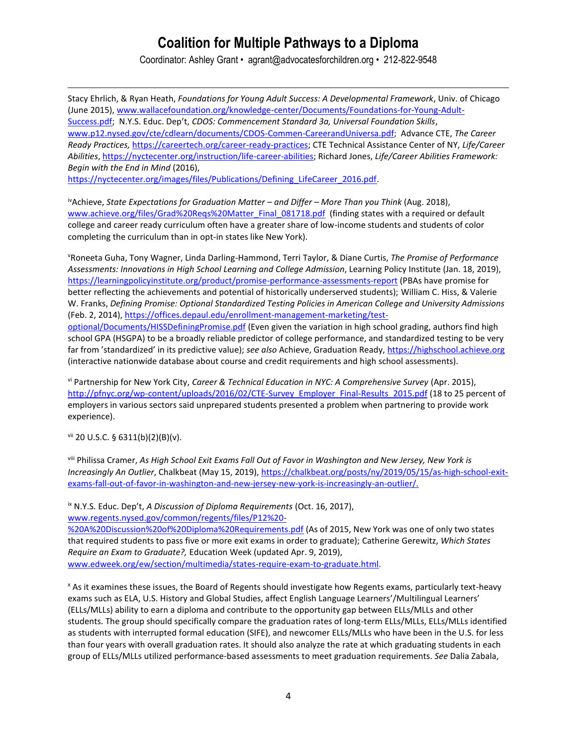Stacy Ehrlich, & Ryan Heath, *Foundations for Young Adult Success: A Developmental Framework*, Univ. of Chicago (June 2015), www.wallacefoundation.org/knowledge-center/Documents/Foundations-for-Young-Adult-Success.pdf; N.Y.S. Educ. Dep't, *CDOS: Commencement Standard 3a, Universal Foundation Skills*, www.p12.nysed.gov/cte/cdlearn/documents/CDOS-Commen-CareerandUniversa.pdf; Advance CTE, *The Career Ready Practices,* https://careertech.org/career-ready-practices; CTE Technical Assistance Center of NY, *Life/Career Abilities*, https://nyctecenter.org/instruction/life-career-abilities; Richard Jones, *Life/Career Abilities Framework: Begin with the End in Mind* (2016), https://nyctecenter.org/images/files/Publications/Defining_LifeCareer_2016.pdf.

[iv] Achieve, *State Expectations for Graduation Matter – and Differ – More Than you Think* (Aug. 2018), www.achieve.org/files/Grad%20Reqs%20Matter_Final_081718.pdf (finding states with a required or default college and career ready curriculum often have a greater share of low-income students and students of color completing the curriculum than in opt-in states like New York).

[v] Roneeta Guha, Tony Wagner, Linda Darling-Hammond, Terri Taylor, & Diane Curtis, *The Promise of Performance Assessments: Innovations in High School Learning and College Admission*, Learning Policy Institute (Jan. 18, 2019), https://learningpolicyinstitute.org/product/promise-performance-assessments-report (PBAs have promise for better reflecting the achievements and potential of historically underserved students); William C. Hiss, & Valerie W. Franks, *Defining Promise: Optional Standardized Testing Policies in American College and University Admissions* (Feb. 2, 2014), https://offices.depaul.edu/enrollment-management-marketing/test-optional/Documents/HISSDefiningPromise.pdf (Even given the variation in high school grading, authors find high school GPA (HSGPA) to be a broadly reliable predictor of college performance, and standardized testing to be very far from 'standardized' in its predictive value); *see also* Achieve, Graduation Ready, https://highschool.achieve.org (interactive nationwide database about course and credit requirements and high school assessments).

[vi] Partnership for New York City, *Career & Technical Education in NYC: A Comprehensive Survey* (Apr. 2015), http://pfnyc.org/wp-content/uploads/2016/02/CTE-Survey_Employer_Final-Results_2015.pdf (18 to 25 percent of employers in various sectors said unprepared students presented a problem when partnering to provide work experience).

[vii] 20 U.S.C. § 6311(b)(2)(B)(v).

[viii] Philissa Cramer, *As High School Exit Exams Fall Out of Favor in Washington and New Jersey, New York is Increasingly An Outlier*, Chalkbeat (May 15, 2019), https://chalkbeat.org/posts/ny/2019/05/15/as-high-school-exit-exams-fall-out-of-favor-in-washington-and-new-jersey-new-york-is-increasingly-an-outlier/.

[ix] N.Y.S. Educ. Dep't, *A Discussion of Diploma Requirements* (Oct. 16, 2017), www.regents.nysed.gov/common/regents/files/P12%20-%20A%20Discussion%20of%20Diploma%20Requirements.pdf (As of 2015, New York was one of only two states that required students to pass five or more exit exams in order to graduate); Catherine Gerewitz, *Which States Require an Exam to Graduate?,* Education Week (updated Apr. 9, 2019), www.edweek.org/ew/section/multimedia/states-require-exam-to-graduate.html.

[x] As it examines these issues, the Board of Regents should investigate how Regents exams, particularly text-heavy exams such as ELA, U.S. History and Global Studies, affect English Language Learners'/Multilingual Learners' (ELLs/MLLs) ability to earn a diploma and contribute to the opportunity gap between ELLs/MLLs and other students. The group should specifically compare the graduation rates of long-term ELLs/MLLs, ELLs/MLLs identified as students with interrupted formal education (SIFE), and newcomer ELLs/MLLs who have been in the U.S. for less than four years with overall graduation rates. It should also analyze the rate at which graduating students in each group of ELLs/MLLs utilized performance-based assessments to meet graduation requirements. *See* Dalia Zabala,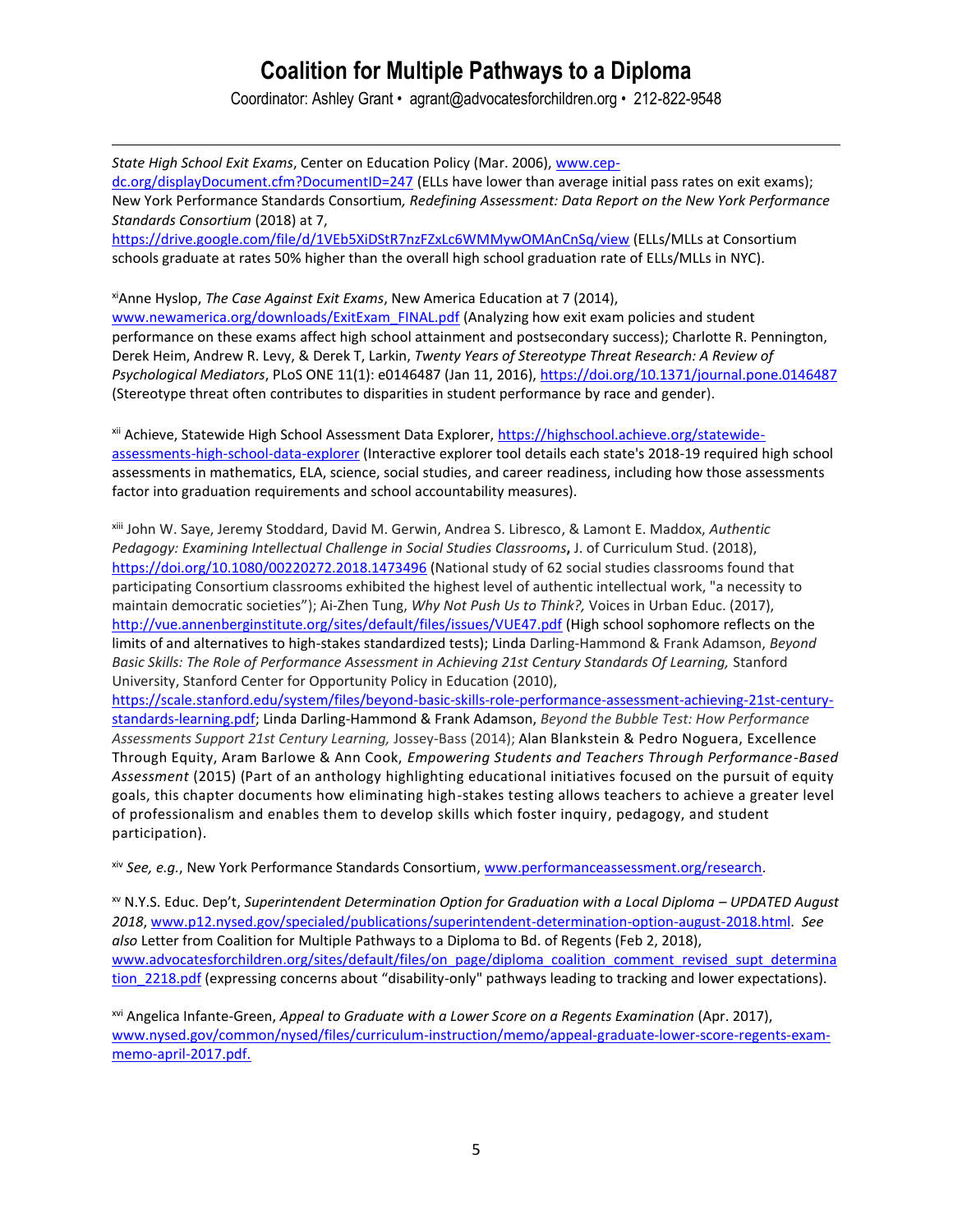*State High School Exit Exams*, Center on Education Policy (Mar. 2006), www.cep-dc.org/displayDocument.cfm?DocumentID=247 (ELLs have lower than average initial pass rates on exit exams); New York Performance Standards Consortium*, Redefining Assessment: Data Report on the New York Performance Standards Consortium* (2018) at 7, https://drive.google.com/file/d/1VEb5XiDStR7nzFZxLc6WMMywOMAnCnSq/view (ELLs/MLLs at Consortium schools graduate at rates 50% higher than the overall high school graduation rate of ELLs/MLLs in NYC).

[xi] Anne Hyslop, *The Case Against Exit Exams*, New America Education at 7 (2014), www.newamerica.org/downloads/ExitExam_FINAL.pdf (Analyzing how exit exam policies and student performance on these exams affect high school attainment and postsecondary success); Charlotte R. Pennington, Derek Heim, Andrew R. Levy, & Derek T, Larkin, *Twenty Years of Stereotype Threat Research: A Review of Psychological Mediators*, PLoS ONE 11(1): e0146487 (Jan 11, 2016), https://doi.org/10.1371/journal.pone.0146487 (Stereotype threat often contributes to disparities in student performance by race and gender).

[xii] Achieve, Statewide High School Assessment Data Explorer, https://highschool.achieve.org/statewide-assessments-high-school-data-explorer (Interactive explorer tool details each state's 2018-19 required high school assessments in mathematics, ELA, science, social studies, and career readiness, including how those assessments factor into graduation requirements and school accountability measures).

[xiii] John W. Saye, Jeremy Stoddard, David M. Gerwin, Andrea S. Libresco, & Lamont E. Maddox, *Authentic Pedagogy: Examining Intellectual Challenge in Social Studies Classrooms***,** J. of Curriculum Stud. (2018), https://doi.org/10.1080/00220272.2018.1473496 (National study of 62 social studies classrooms found that participating Consortium classrooms exhibited the highest level of authentic intellectual work, "a necessity to maintain democratic societies"); Ai-Zhen Tung, *Why Not Push Us to Think?,* Voices in Urban Educ. (2017), http://vue.annenberginstitute.org/sites/default/files/issues/VUE47.pdf (High school sophomore reflects on the limits of and alternatives to high-stakes standardized tests); Linda Darling-Hammond & Frank Adamson, *Beyond Basic Skills: The Role of Performance Assessment in Achieving 21st Century Standards Of Learning,* Stanford University, Stanford Center for Opportunity Policy in Education (2010), https://scale.stanford.edu/system/files/beyond-basic-skills-role-performance-assessment-achieving-21st-century-standards-learning.pdf; Linda Darling-Hammond & Frank Adamson, *Beyond the Bubble Test: How Performance Assessments Support 21st Century Learning,* Jossey-Bass (2014); Alan Blankstein & Pedro Noguera, Excellence Through Equity, Aram Barlowe & Ann Cook, *Empowering Students and Teachers Through Performance-Based Assessment* (2015) (Part of an anthology highlighting educational initiatives focused on the pursuit of equity goals, this chapter documents how eliminating high-stakes testing allows teachers to achieve a greater level of professionalism and enables them to develop skills which foster inquiry, pedagogy, and student participation).

[xiv] *See, e.g.*, New York Performance Standards Consortium, www.performanceassessment.org/research.

[xv] N.Y.S. Educ. Dep't, *Superintendent Determination Option for Graduation with a Local Diploma – UPDATED August 2018*, www.p12.nysed.gov/specialed/publications/superintendent-determination-option-august-2018.html. *See also* Letter from Coalition for Multiple Pathways to a Diploma to Bd. of Regents (Feb 2, 2018), www.advocatesforchildren.org/sites/default/files/on_page/diploma_coalition_comment_revised_supt_determination_2218.pdf (expressing concerns about "disability-only" pathways leading to tracking and lower expectations).

[xvi] Angelica Infante-Green, *Appeal to Graduate with a Lower Score on a Regents Examination* (Apr. 2017), www.nysed.gov/common/nysed/files/curriculum-instruction/memo/appeal-graduate-lower-score-regents-exam-memo-april-2017.pdf.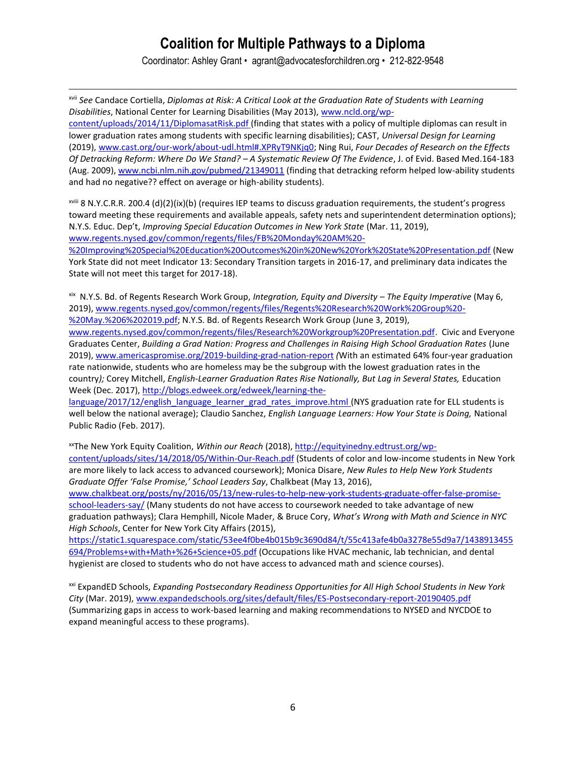# Coalition for Multiple Pathways to a Diploma

Coordinator: Ashley Grant • agrant@advocatesforchildren.org • 212-822-9548

---

[xvii] *See* Candace Cortiella, *Diplomas at Risk: A Critical Look at the Graduation Rate of Students with Learning Disabilities*, National Center for Learning Disabilities (May 2013), www.ncld.org/wp-content/uploads/2014/11/DiplomasatRisk.pdf (finding that states with a policy of multiple diplomas can result in lower graduation rates among students with specific learning disabilities); CAST, *Universal Design for Learning* (2019), www.cast.org/our-work/about-udl.html#.XPRyT9NKjq0; Ning Rui, *Four Decades of Research on the Effects Of Detracking Reform: Where Do We Stand? – A Systematic Review Of The Evidence*, J. of Evid. Based Med.164-183 (Aug. 2009), www.ncbi.nlm.nih.gov/pubmed/21349011 (finding that detracking reform helped low-ability students and had no negative?? effect on average or high-ability students).

[xviii] 8 N.Y.C.R.R. 200.4 (d)(2)(ix)(b) (requires IEP teams to discuss graduation requirements, the student's progress toward meeting these requirements and available appeals, safety nets and superintendent determination options); N.Y.S. Educ. Dep't, *Improving Special Education Outcomes in New York State* (Mar. 11, 2019), www.regents.nysed.gov/common/regents/files/FB%20Monday%20AM%20-%20Improving%20Special%20Education%20Outcomes%20in%20New%20York%20State%20Presentation.pdf (New York State did not meet Indicator 13: Secondary Transition targets in 2016-17, and preliminary data indicates the State will not meet this target for 2017-18).

[xix] N.Y.S. Bd. of Regents Research Work Group, *Integration, Equity and Diversity – The Equity Imperative* (May 6, 2019), www.regents.nysed.gov/common/regents/files/Regents%20Research%20Work%20Group%20-%20May.%206%202019.pdf; N.Y.S. Bd. of Regents Research Work Group (June 3, 2019), www.regents.nysed.gov/common/regents/files/Research%20Workgroup%20Presentation.pdf. Civic and Everyone Graduates Center, *Building a Grad Nation: Progress and Challenges in Raising High School Graduation Rates* (June 2019), www.americaspromise.org/2019-building-grad-nation-report *(*With an estimated 64% four-year graduation rate nationwide, students who are homeless may be the subgroup with the lowest graduation rates in the country*);* Corey Mitchell, *English-Learner Graduation Rates Rise Nationally, But Lag in Several States,* Education Week (Dec. 2017), http://blogs.edweek.org/edweek/learning-the-language/2017/12/english_language_learner_grad_rates_improve.html (NYS graduation rate for ELL students is well below the national average); Claudio Sanchez, *English Language Learners: How Your State is Doing,* National Public Radio (Feb. 2017).

[xx] The New York Equity Coalition, *Within our Reach* (2018), http://equityinedny.edtrust.org/wp-content/uploads/sites/14/2018/05/Within-Our-Reach.pdf (Students of color and low-income students in New York are more likely to lack access to advanced coursework); Monica Disare, *New Rules to Help New York Students Graduate Offer 'False Promise,' School Leaders Say*, Chalkbeat (May 13, 2016), www.chalkbeat.org/posts/ny/2016/05/13/new-rules-to-help-new-york-students-graduate-offer-false-promise-school-leaders-say/ (Many students do not have access to coursework needed to take advantage of new graduation pathways); Clara Hemphill, Nicole Mader, & Bruce Cory, *What's Wrong with Math and Science in NYC High Schools*, Center for New York City Affairs (2015), https://static1.squarespace.com/static/53ee4f0be4b015b9c3690d84/t/55c413afe4b0a3278e55d9a7/1438913455694/Problems+with+Math+%26+Science+05.pdf (Occupations like HVAC mechanic, lab technician, and dental hygienist are closed to students who do not have access to advanced math and science courses).

[xxi] ExpandED Schools, *Expanding Postsecondary Readiness Opportunities for All High School Students in New York City* (Mar. 2019), www.expandedschools.org/sites/default/files/ES-Postsecondary-report-20190405.pdf (Summarizing gaps in access to work-based learning and making recommendations to NYSED and NYCDOE to expand meaningful access to these programs).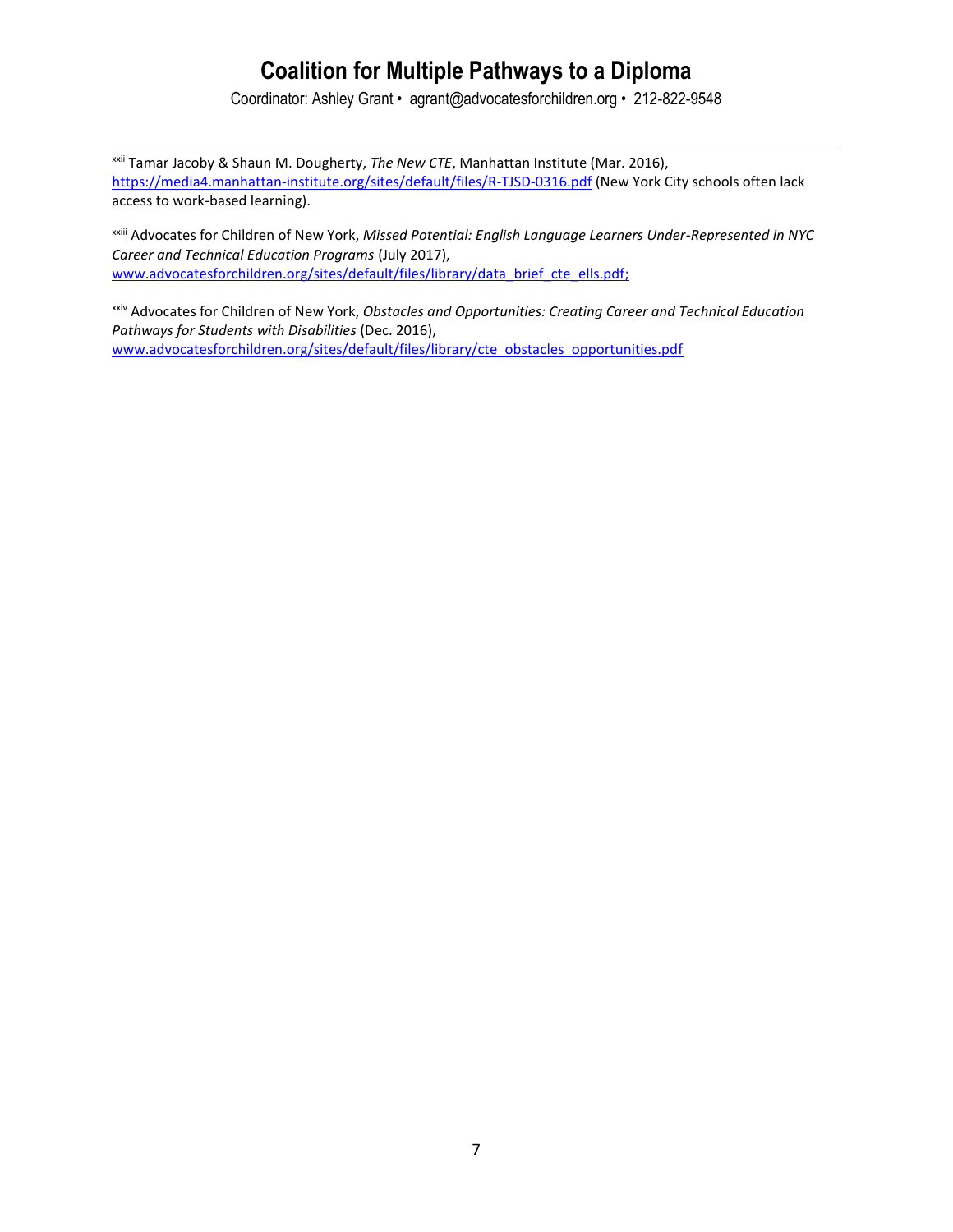[xxii] Tamar Jacoby & Shaun M. Dougherty, *The New CTE*, Manhattan Institute (Mar. 2016), https://media4.manhattan-institute.org/sites/default/files/R-TJSD-0316.pdf (New York City schools often lack access to work-based learning).

[xxiii] Advocates for Children of New York, *Missed Potential: English Language Learners Under-Represented in NYC Career and Technical Education Programs* (July 2017), www.advocatesforchildren.org/sites/default/files/library/data_brief_cte_ells.pdf;

[xxiv] Advocates for Children of New York, *Obstacles and Opportunities: Creating Career and Technical Education Pathways for Students with Disabilities* (Dec. 2016), www.advocatesforchildren.org/sites/default/files/library/cte_obstacles_opportunities.pdf